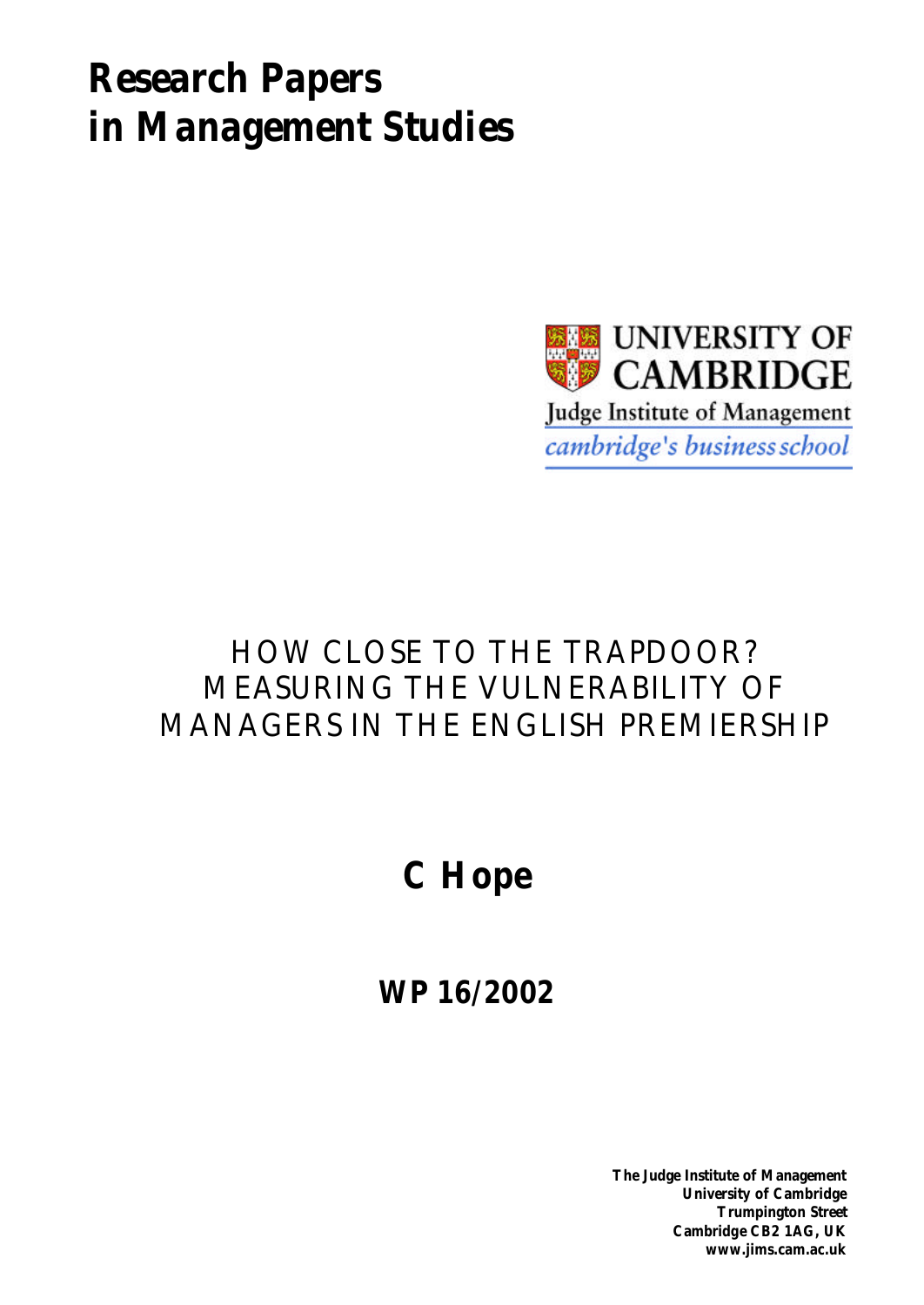# Research Papers in Management Studies

UNIVERSITY OF CAMBRIDGE

Judge Institute of Management

*cambridge's business school*

## HOW CLOSE TO THE TRAPDOOR? MEASURING THE VULNERABILITY OF MANAGERS IN THE ENGLISH PREMIERSHIP

**C Hope**

**WP 16/2002**

**The Judge Institute of Management**
**University of Cambridge**
**Trumpington Street**
**Cambridge CB2 1AG, UK**
**www.jims.cam.ac.uk**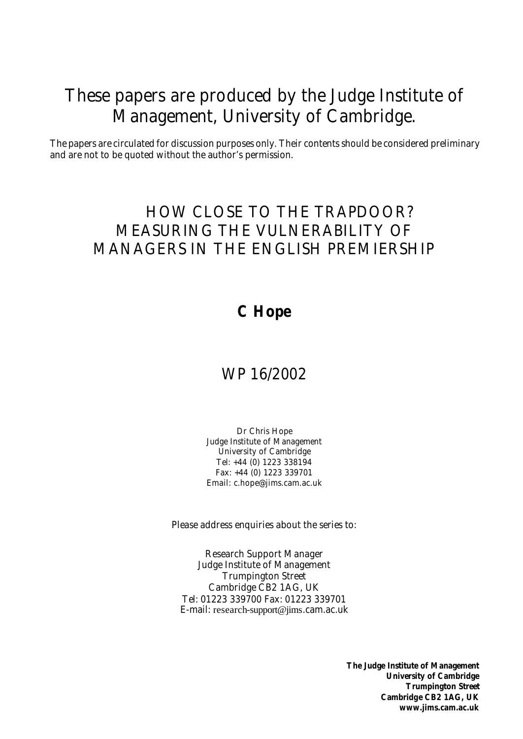# These papers are produced by the Judge Institute of Management, University of Cambridge.

The papers are circulated for discussion purposes only. Their contents should be considered preliminary and are not to be quoted without the author's permission.

# HOW CLOSE TO THE TRAPDOOR? MEASURING THE VULNERABILITY OF MANAGERS IN THE ENGLISH PREMIERSHIP

**C Hope**

## WP 16/2002

Dr Chris Hope
Judge Institute of Management
University of Cambridge
Tel: +44 (0) 1223 338194
Fax: +44 (0) 1223 339701
Email: c.hope@jims.cam.ac.uk

Please address enquiries about the series to:

Research Support Manager
Judge Institute of Management
Trumpington Street
Cambridge CB2 1AG, UK
Tel: 01223 339700 Fax: 01223 339701
E-mail: research-support@jims.cam.ac.uk

**The Judge Institute of Management**
**University of Cambridge**
**Trumpington Street**
**Cambridge CB2 1AG, UK**
**www.jims.cam.ac.uk**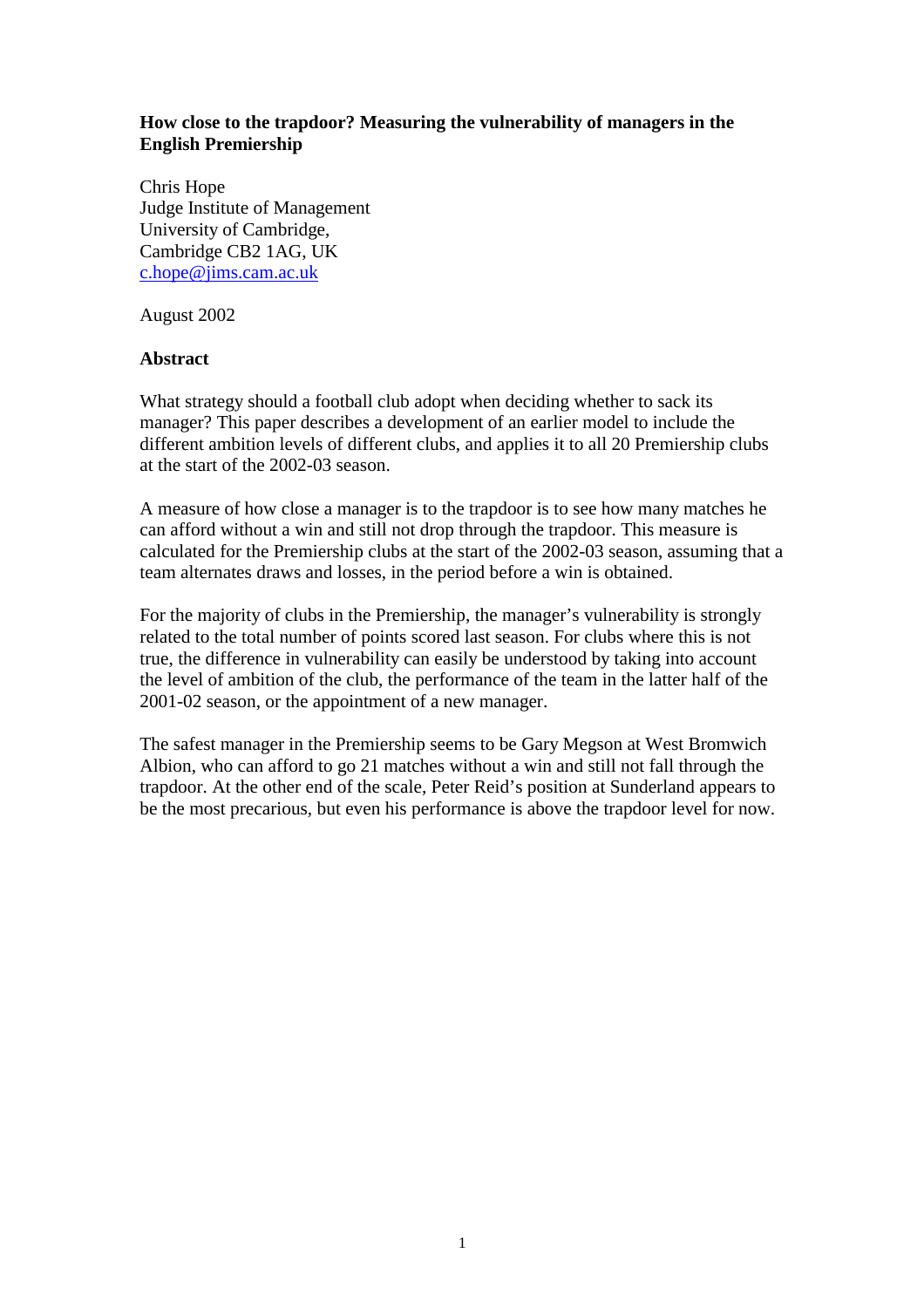**How close to the trapdoor? Measuring the vulnerability of managers in the English Premiership**

Chris Hope
Judge Institute of Management
University of Cambridge,
Cambridge CB2 1AG, UK
c.hope@jims.cam.ac.uk

August 2002

**Abstract**

What strategy should a football club adopt when deciding whether to sack its manager? This paper describes a development of an earlier model to include the different ambition levels of different clubs, and applies it to all 20 Premiership clubs at the start of the 2002-03 season.

A measure of how close a manager is to the trapdoor is to see how many matches he can afford without a win and still not drop through the trapdoor. This measure is calculated for the Premiership clubs at the start of the 2002-03 season, assuming that a team alternates draws and losses, in the period before a win is obtained.

For the majority of clubs in the Premiership, the manager's vulnerability is strongly related to the total number of points scored last season. For clubs where this is not true, the difference in vulnerability can easily be understood by taking into account the level of ambition of the club, the performance of the team in the latter half of the 2001-02 season, or the appointment of a new manager.

The safest manager in the Premiership seems to be Gary Megson at West Bromwich Albion, who can afford to go 21 matches without a win and still not fall through the trapdoor. At the other end of the scale, Peter Reid's position at Sunderland appears to be the most precarious, but even his performance is above the trapdoor level for now.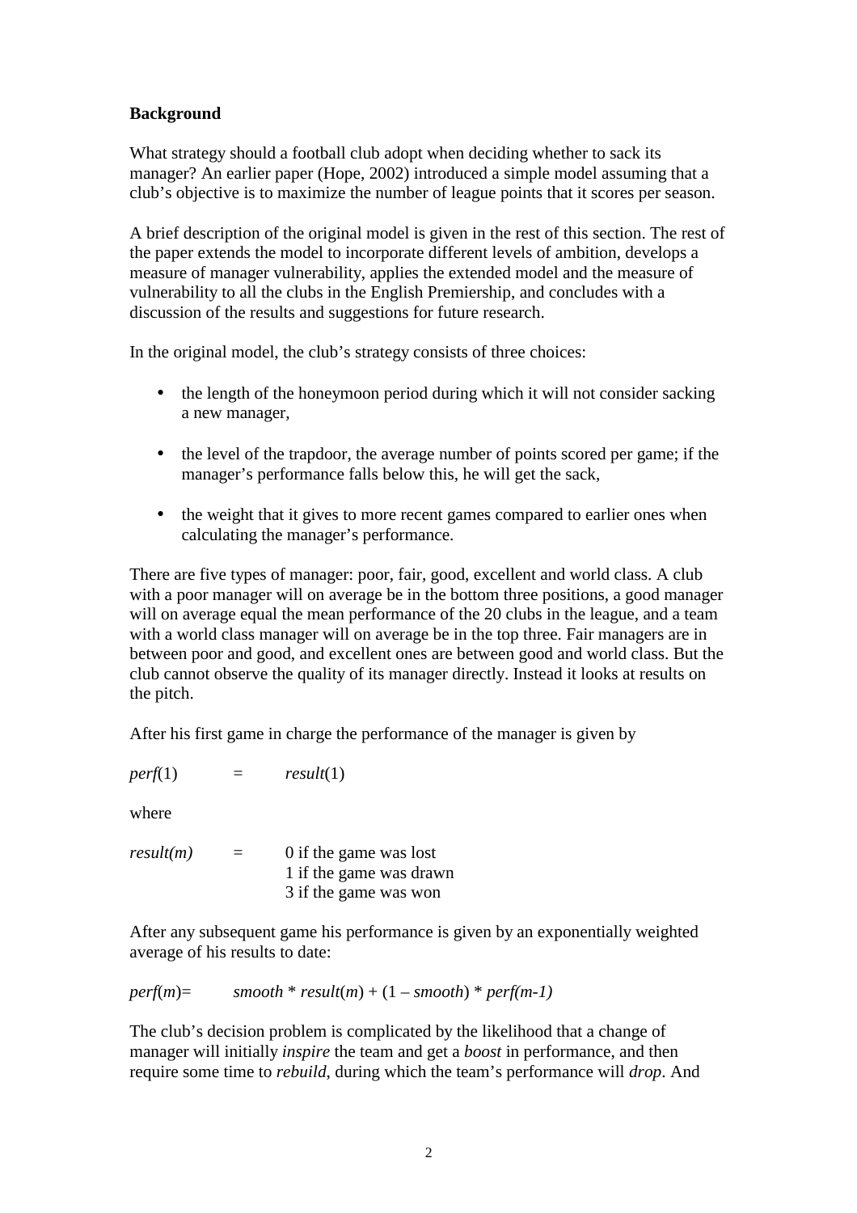**Background**

What strategy should a football club adopt when deciding whether to sack its manager? An earlier paper (Hope, 2002) introduced a simple model assuming that a club's objective is to maximize the number of league points that it scores per season.

A brief description of the original model is given in the rest of this section. The rest of the paper extends the model to incorporate different levels of ambition, develops a measure of manager vulnerability, applies the extended model and the measure of vulnerability to all the clubs in the English Premiership, and concludes with a discussion of the results and suggestions for future research.

In the original model, the club's strategy consists of three choices:

- the length of the honeymoon period during which it will not consider sacking a new manager,
- the level of the trapdoor, the average number of points scored per game; if the manager's performance falls below this, he will get the sack,
- the weight that it gives to more recent games compared to earlier ones when calculating the manager's performance.

There are five types of manager: poor, fair, good, excellent and world class. A club with a poor manager will on average be in the bottom three positions, a good manager will on average equal the mean performance of the 20 clubs in the league, and a team with a world class manager will on average be in the top three. Fair managers are in between poor and good, and excellent ones are between good and world class. But the club cannot observe the quality of its manager directly. Instead it looks at results on the pitch.

After his first game in charge the performance of the manager is given by

$$perf(1) = result(1)$$

where

$$result(m) = \begin{cases} 0 & \text{if the game was lost} \\ 1 & \text{if the game was drawn} \\ 3 & \text{if the game was won} \end{cases}$$

After any subsequent game his performance is given by an exponentially weighted average of his results to date:

$$perf(m) = smooth * result(m) + (1 - smooth) * perf(m-1)$$

The club's decision problem is complicated by the likelihood that a change of manager will initially *inspire* the team and get a *boost* in performance, and then require some time to *rebuild*, during which the team's performance will *drop*. And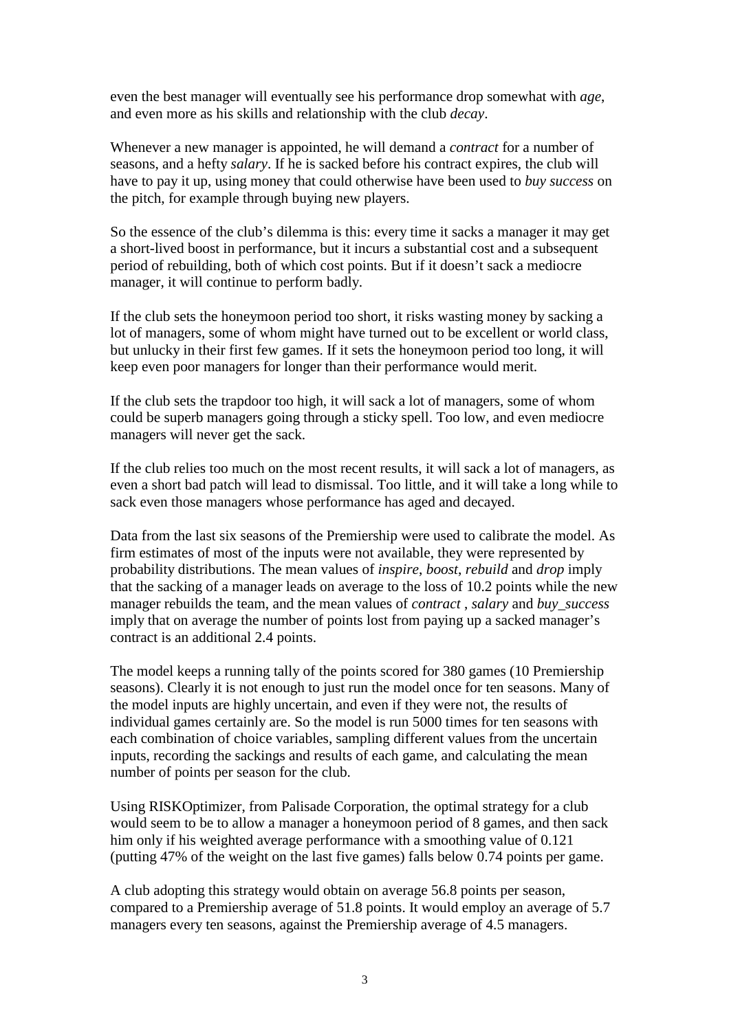even the best manager will eventually see his performance drop somewhat with *age*, and even more as his skills and relationship with the club *decay*.

Whenever a new manager is appointed, he will demand a *contract* for a number of seasons, and a hefty *salary*. If he is sacked before his contract expires, the club will have to pay it up, using money that could otherwise have been used to *buy success* on the pitch, for example through buying new players.

So the essence of the club's dilemma is this: every time it sacks a manager it may get a short-lived boost in performance, but it incurs a substantial cost and a subsequent period of rebuilding, both of which cost points. But if it doesn't sack a mediocre manager, it will continue to perform badly.

If the club sets the honeymoon period too short, it risks wasting money by sacking a lot of managers, some of whom might have turned out to be excellent or world class, but unlucky in their first few games. If it sets the honeymoon period too long, it will keep even poor managers for longer than their performance would merit.

If the club sets the trapdoor too high, it will sack a lot of managers, some of whom could be superb managers going through a sticky spell. Too low, and even mediocre managers will never get the sack.

If the club relies too much on the most recent results, it will sack a lot of managers, as even a short bad patch will lead to dismissal. Too little, and it will take a long while to sack even those managers whose performance has aged and decayed.

Data from the last six seasons of the Premiership were used to calibrate the model. As firm estimates of most of the inputs were not available, they were represented by probability distributions. The mean values of *inspire*, *boost*, *rebuild* and *drop* imply that the sacking of a manager leads on average to the loss of 10.2 points while the new manager rebuilds the team, and the mean values of *contract* , *salary* and *buy_success* imply that on average the number of points lost from paying up a sacked manager's contract is an additional 2.4 points.

The model keeps a running tally of the points scored for 380 games (10 Premiership seasons). Clearly it is not enough to just run the model once for ten seasons. Many of the model inputs are highly uncertain, and even if they were not, the results of individual games certainly are. So the model is run 5000 times for ten seasons with each combination of choice variables, sampling different values from the uncertain inputs, recording the sackings and results of each game, and calculating the mean number of points per season for the club.

Using RISKOptimizer, from Palisade Corporation, the optimal strategy for a club would seem to be to allow a manager a honeymoon period of 8 games, and then sack him only if his weighted average performance with a smoothing value of 0.121 (putting 47% of the weight on the last five games) falls below 0.74 points per game.

A club adopting this strategy would obtain on average 56.8 points per season, compared to a Premiership average of 51.8 points. It would employ an average of 5.7 managers every ten seasons, against the Premiership average of 4.5 managers.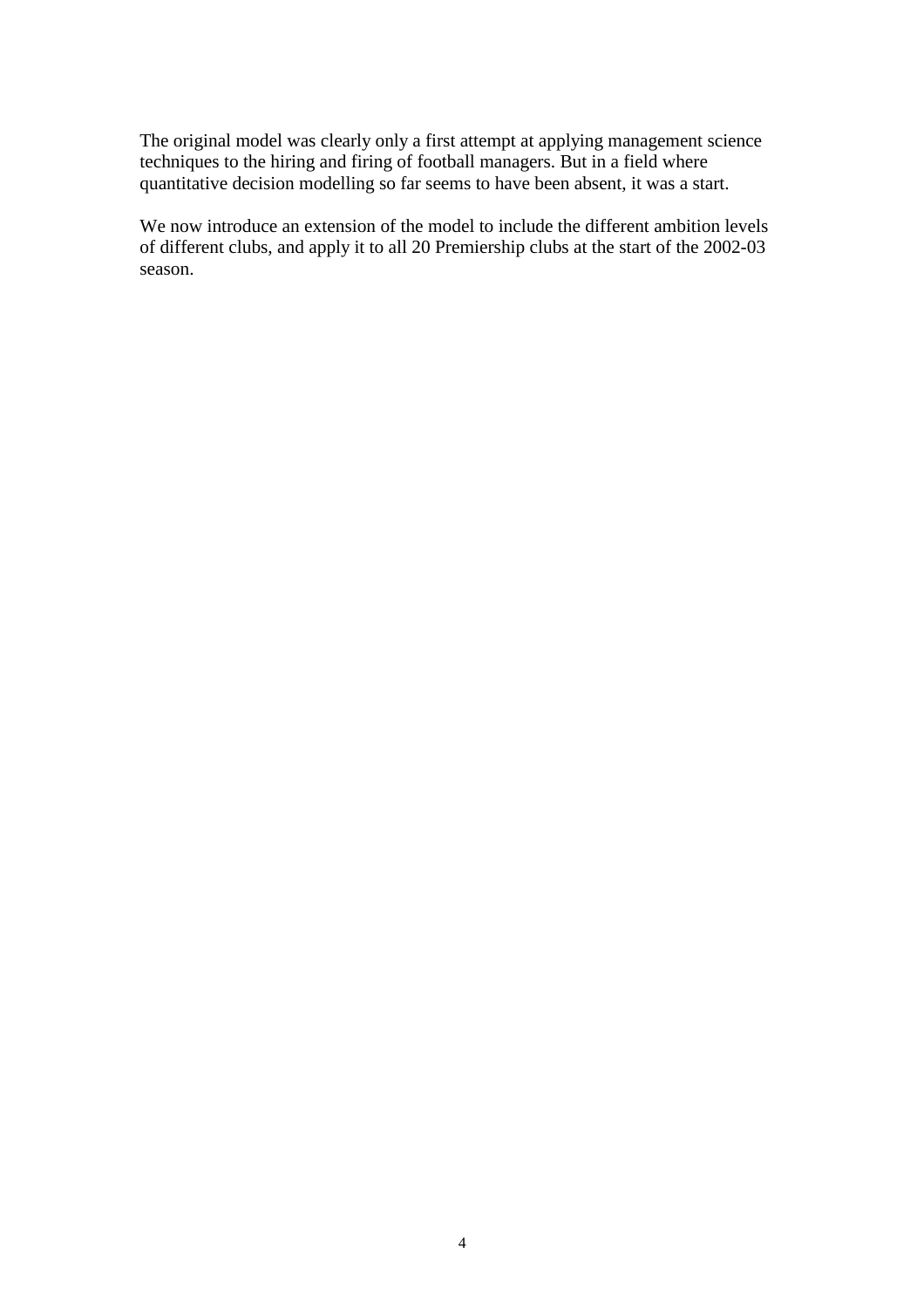The original model was clearly only a first attempt at applying management science techniques to the hiring and firing of football managers. But in a field where quantitative decision modelling so far seems to have been absent, it was a start.

We now introduce an extension of the model to include the different ambition levels of different clubs, and apply it to all 20 Premiership clubs at the start of the 2002-03 season.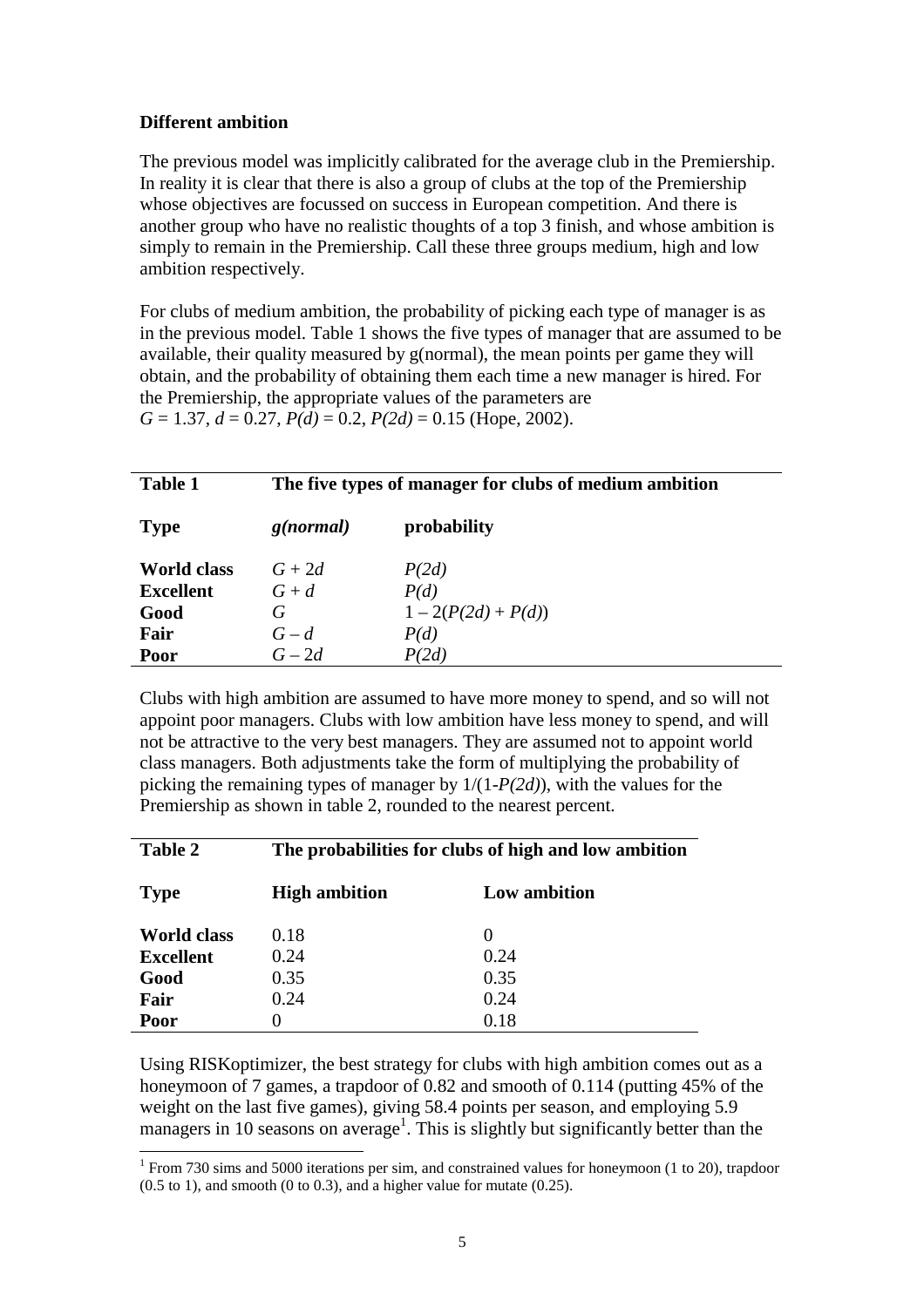**Different ambition**

The previous model was implicitly calibrated for the average club in the Premiership. In reality it is clear that there is also a group of clubs at the top of the Premiership whose objectives are focussed on success in European competition. And there is another group who have no realistic thoughts of a top 3 finish, and whose ambition is simply to remain in the Premiership. Call these three groups medium, high and low ambition respectively.

For clubs of medium ambition, the probability of picking each type of manager is as in the previous model. Table 1 shows the five types of manager that are assumed to be available, their quality measured by g(normal), the mean points per game they will obtain, and the probability of obtaining them each time a new manager is hired. For the Premiership, the appropriate values of the parameters are $G = 1.37$, $d = 0.27$, $P(d) = 0.2$, $P(2d) = 0.15$ (Hope, 2002).

**Table 1 The five types of manager for clubs of medium ambition**

| Type | *g(normal)* | probability |
|---|---|---|
| **World class** | $G + 2d$ | $P(2d)$ |
| **Excellent** | $G + d$ | $P(d)$ |
| **Good** | $G$ | $1 - 2(P(2d) + P(d))$ |
| **Fair** | $G - d$ | $P(d)$ |
| **Poor** | $G - 2d$ | $P(2d)$ |

Clubs with high ambition are assumed to have more money to spend, and so will not appoint poor managers. Clubs with low ambition have less money to spend, and will not be attractive to the very best managers. They are assumed not to appoint world class managers. Both adjustments take the form of multiplying the probability of picking the remaining types of manager by $1/(1\text{-}P(2d))$, with the values for the Premiership as shown in table 2, rounded to the nearest percent.

**Table 2 The probabilities for clubs of high and low ambition**

| Type | High ambition | Low ambition |
|---|---|---|
| **World class** | 0.18 | 0 |
| **Excellent** | 0.24 | 0.24 |
| **Good** | 0.35 | 0.35 |
| **Fair** | 0.24 | 0.24 |
| **Poor** | 0 | 0.18 |

Using RISKoptimizer, the best strategy for clubs with high ambition comes out as a honeymoon of 7 games, a trapdoor of 0.82 and smooth of 0.114 (putting 45% of the weight on the last five games), giving 58.4 points per season, and employing 5.9 managers in 10 seasons on average[1]. This is slightly but significantly better than the

[1] From 730 sims and 5000 iterations per sim, and constrained values for honeymoon (1 to 20), trapdoor (0.5 to 1), and smooth (0 to 0.3), and a higher value for mutate (0.25).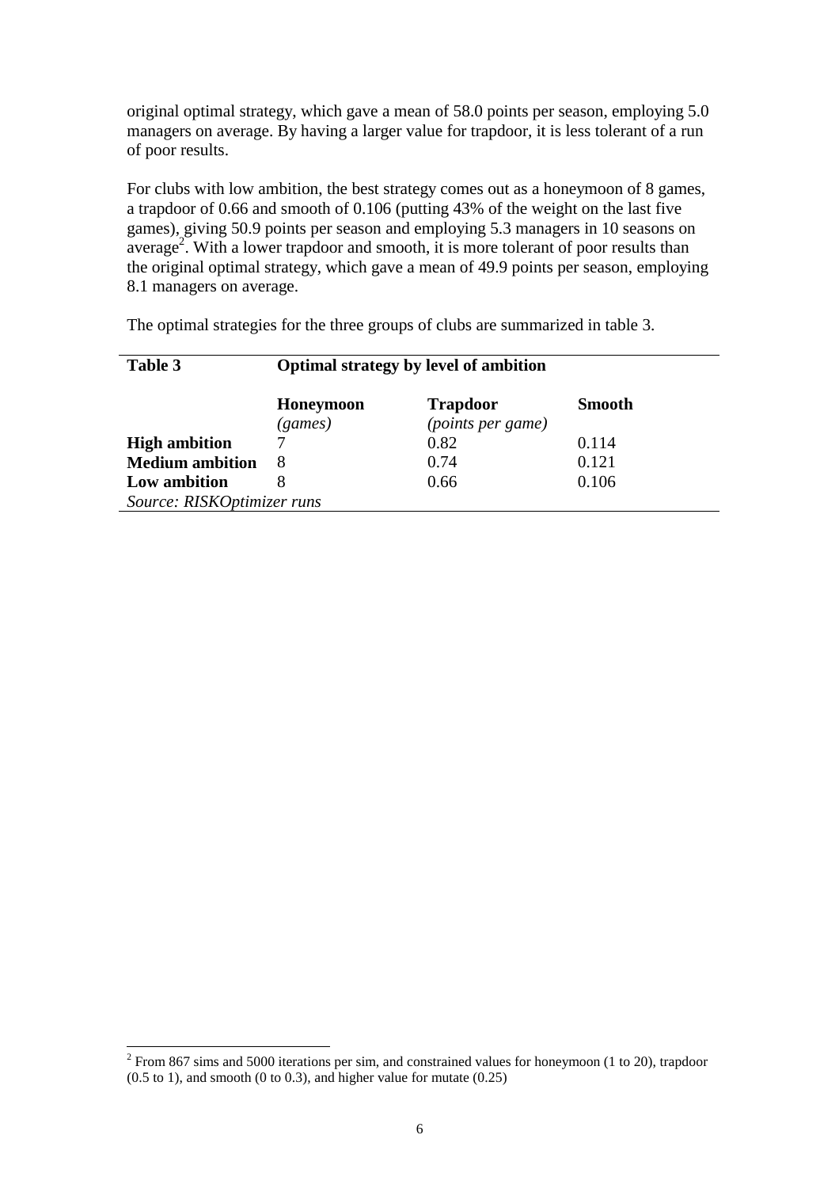original optimal strategy, which gave a mean of 58.0 points per season, employing 5.0 managers on average. By having a larger value for trapdoor, it is less tolerant of a run of poor results.

For clubs with low ambition, the best strategy comes out as a honeymoon of 8 games, a trapdoor of 0.66 and smooth of 0.106 (putting 43% of the weight on the last five games), giving 50.9 points per season and employing 5.3 managers in 10 seasons on average[2]. With a lower trapdoor and smooth, it is more tolerant of poor results than the original optimal strategy, which gave a mean of 49.9 points per season, employing 8.1 managers on average.

The optimal strategies for the three groups of clubs are summarized in table 3.

**Table 3** **Optimal strategy by level of ambition**

| | **Honeymoon** *(games)* | **Trapdoor** *(points per game)* | **Smooth** |
|---|---|---|---|
| **High ambition** | 7 | 0.82 | 0.114 |
| **Medium ambition** | 8 | 0.74 | 0.121 |
| **Low ambition** | 8 | 0.66 | 0.106 |

*Source: RISKOptimizer runs*

[2] From 867 sims and 5000 iterations per sim, and constrained values for honeymoon (1 to 20), trapdoor (0.5 to 1), and smooth (0 to 0.3), and higher value for mutate (0.25)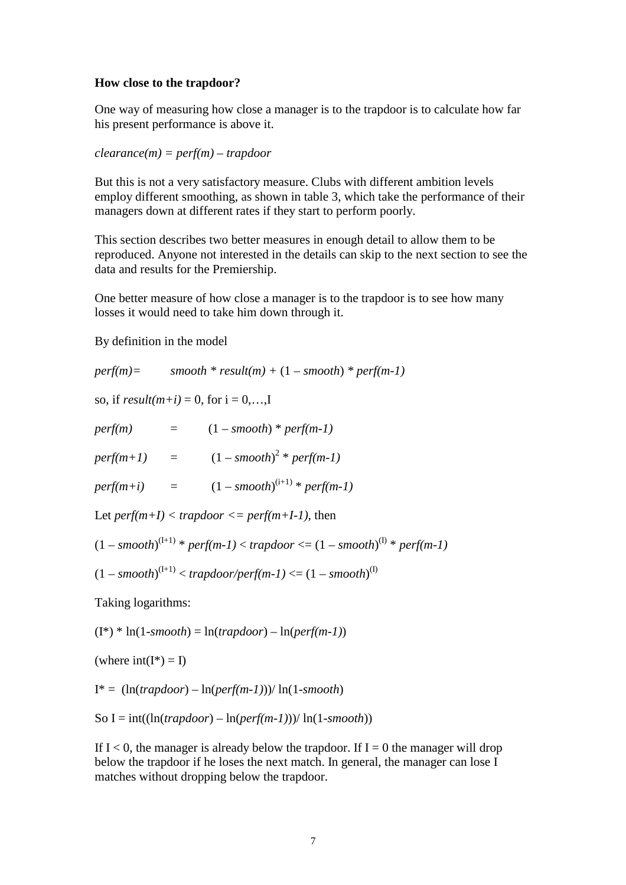**How close to the trapdoor?**

One way of measuring how close a manager is to the trapdoor is to calculate how far his present performance is above it.

$$clearance(m) = perf(m) - trapdoor$$

But this is not a very satisfactory measure. Clubs with different ambition levels employ different smoothing, as shown in table 3, which take the performance of their managers down at different rates if they start to perform poorly.

This section describes two better measures in enough detail to allow them to be reproduced. Anyone not interested in the details can skip to the next section to see the data and results for the Premiership.

One better measure of how close a manager is to the trapdoor is to see how many losses it would need to take him down through it.

By definition in the model

$$perf(m) = smooth * result(m) + (1 - smooth) * perf(m-1)$$

so, if $result(m+i) = 0$, for $i = 0,\ldots,I$

$$perf(m) = (1 - smooth) * perf(m-1)$$

$$perf(m+1) = (1 - smooth)^{2} * perf(m-1)$$

$$perf(m+i) = (1 - smooth)^{(i+1)} * perf(m-1)$$

Let $perf(m+I) < trapdoor <= perf(m+I-1)$, then

$$(1 - smooth)^{(I+1)} * perf(m-1) < trapdoor <= (1 - smooth)^{(I)} * perf(m-1)$$

$$(1 - smooth)^{(I+1)} < trapdoor/perf(m-1) <= (1 - smooth)^{(I)}$$

Taking logarithms:

$$(I^*) * \ln(1-smooth) = \ln(trapdoor) - \ln(perf(m-1))$$

(where $\text{int}(I^*) = I$)

$$I^* = (\ln(trapdoor) - \ln(perf(m-1)))/ \ln(1-smooth)$$

So $I = \text{int}((\ln(trapdoor) - \ln(perf(m-1)))/ \ln(1-smooth))$

If $I < 0$, the manager is already below the trapdoor. If $I = 0$ the manager will drop below the trapdoor if he loses the next match. In general, the manager can lose I matches without dropping below the trapdoor.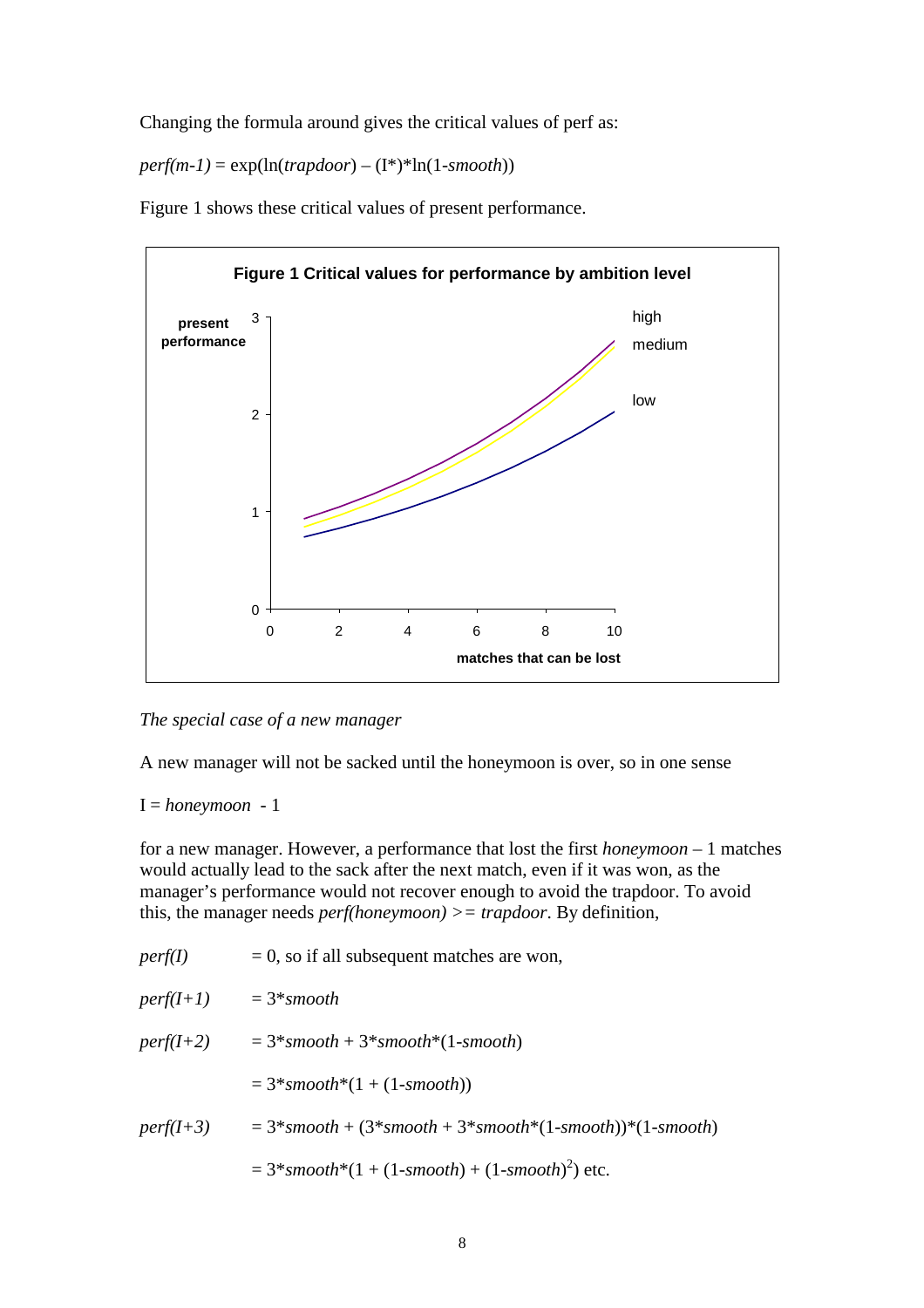Changing the formula around gives the critical values of perf as:

$$perf(m-1) = \exp(\ln(trapdoor) - (I^*)*\ln(1-smooth))$$

Figure 1 shows these critical values of present performance.

**Figure 1 Critical values for performance by ambition level**

*The special case of a new manager*

A new manager will not be sacked until the honeymoon is over, so in one sense

$$I = honeymoon - 1$$

for a new manager. However, a performance that lost the first *honeymoon* – 1 matches would actually lead to the sack after the next match, even if it was won, as the manager's performance would not recover enough to avoid the trapdoor. To avoid this, the manager needs *perf(honeymoon)* >= *trapdoor*. By definition,

$perf(I)$ = 0, so if all subsequent matches are won,

$perf(I+1) = 3*smooth$

$perf(I+2) = 3*smooth + 3*smooth*(1-smooth)$

$= 3*smooth*(1 + (1-smooth))$

$perf(I+3) = 3*smooth + (3*smooth + 3*smooth*(1-smooth))*(1-smooth)$

$= 3*smooth*(1 + (1-smooth) + (1-smooth)^2)$ etc.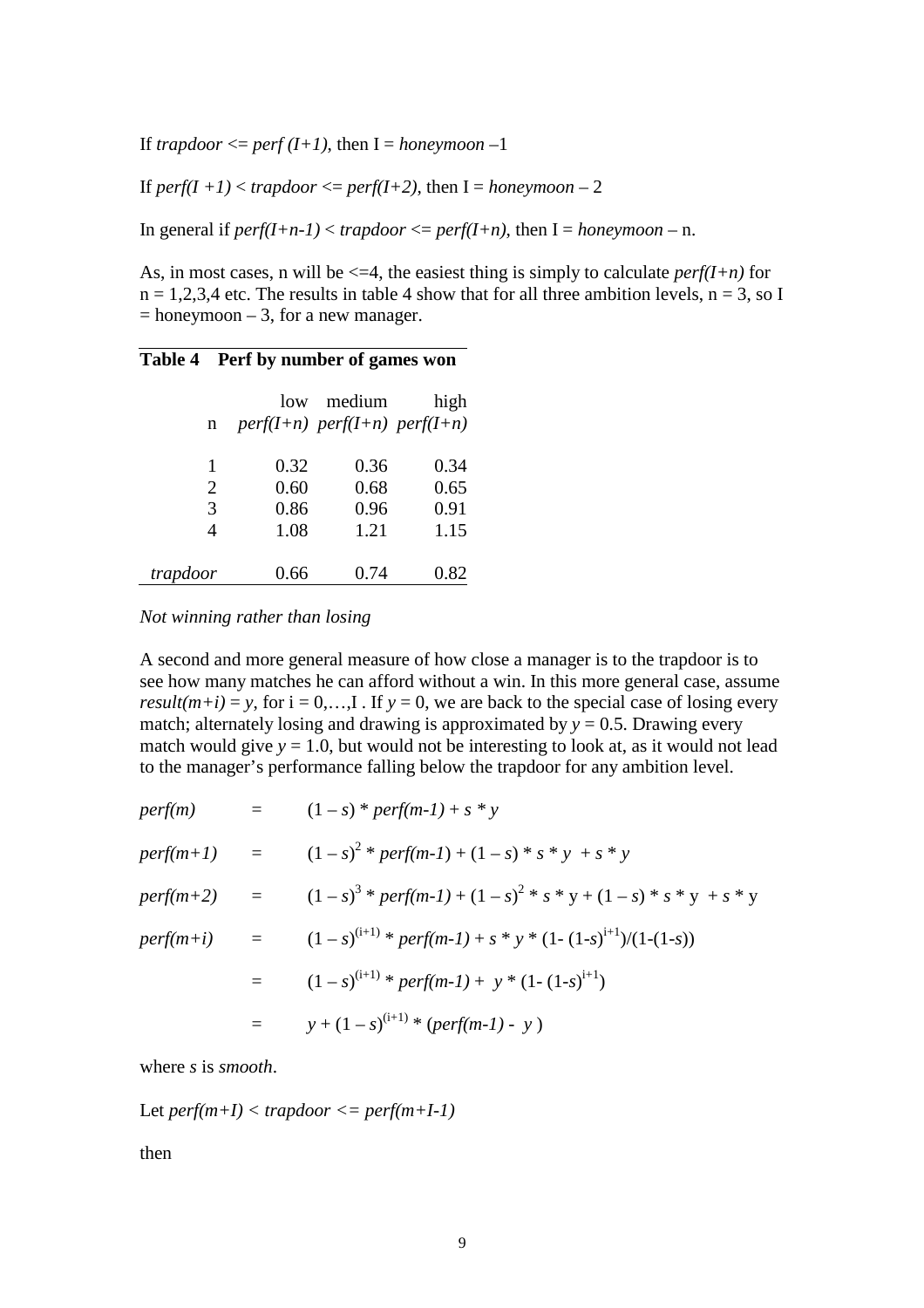If *trapdoor* <= *perf (I+1)*, then I = *honeymoon* –1

If *perf(I +1)* < *trapdoor* <= *perf(I+2)*, then I = *honeymoon* – 2

In general if *perf(I+n-1)* < *trapdoor* <= *perf(I+n)*, then I = *honeymoon* – n.

As, in most cases, n will be <=4, the easiest thing is simply to calculate *perf(I+n)* for n = 1,2,3,4 etc. The results in table 4 show that for all three ambition levels, n = 3, so I = honeymoon – 3, for a new manager.

**Table 4 Perf by number of games won**

| n | low *perf(I+n)* | medium *perf(I+n)* | high *perf(I+n)* |
|---|---|---|---|
| 1 | 0.32 | 0.36 | 0.34 |
| 2 | 0.60 | 0.68 | 0.65 |
| 3 | 0.86 | 0.96 | 0.91 |
| 4 | 1.08 | 1.21 | 1.15 |
| *trapdoor* | 0.66 | 0.74 | 0.82 |

*Not winning rather than losing*

A second and more general measure of how close a manager is to the trapdoor is to see how many matches he can afford without a win. In this more general case, assume *result(m+i)* = *y*, for i = 0,…,I . If *y* = 0, we are back to the special case of losing every match; alternately losing and drawing is approximated by *y* = 0.5. Drawing every match would give *y* = 1.0, but would not be interesting to look at, as it would not lead to the manager's performance falling below the trapdoor for any ambition level.

$$perf(m) = (1-s) * perf(m-1) + s * y$$

$$perf(m+1) = (1-s)^2 * perf(m-1) + (1-s) * s * y + s * y$$

$$perf(m+2) = (1-s)^3 * perf(m-1) + (1-s)^2 * s * y + (1-s) * s * y + s * y$$

$$perf(m+i) = (1-s)^{(i+1)} * perf(m-1) + s * y * (1-(1-s)^{i+1})/(1-(1-s))$$

$$= (1-s)^{(i+1)} * perf(m-1) + y * (1-(1-s)^{i+1})$$

$$= y + (1-s)^{(i+1)} * (perf(m-1) - y)$$

where *s* is *smooth*.

Let *perf(m+I)* < *trapdoor* <= *perf(m+I-1)*

then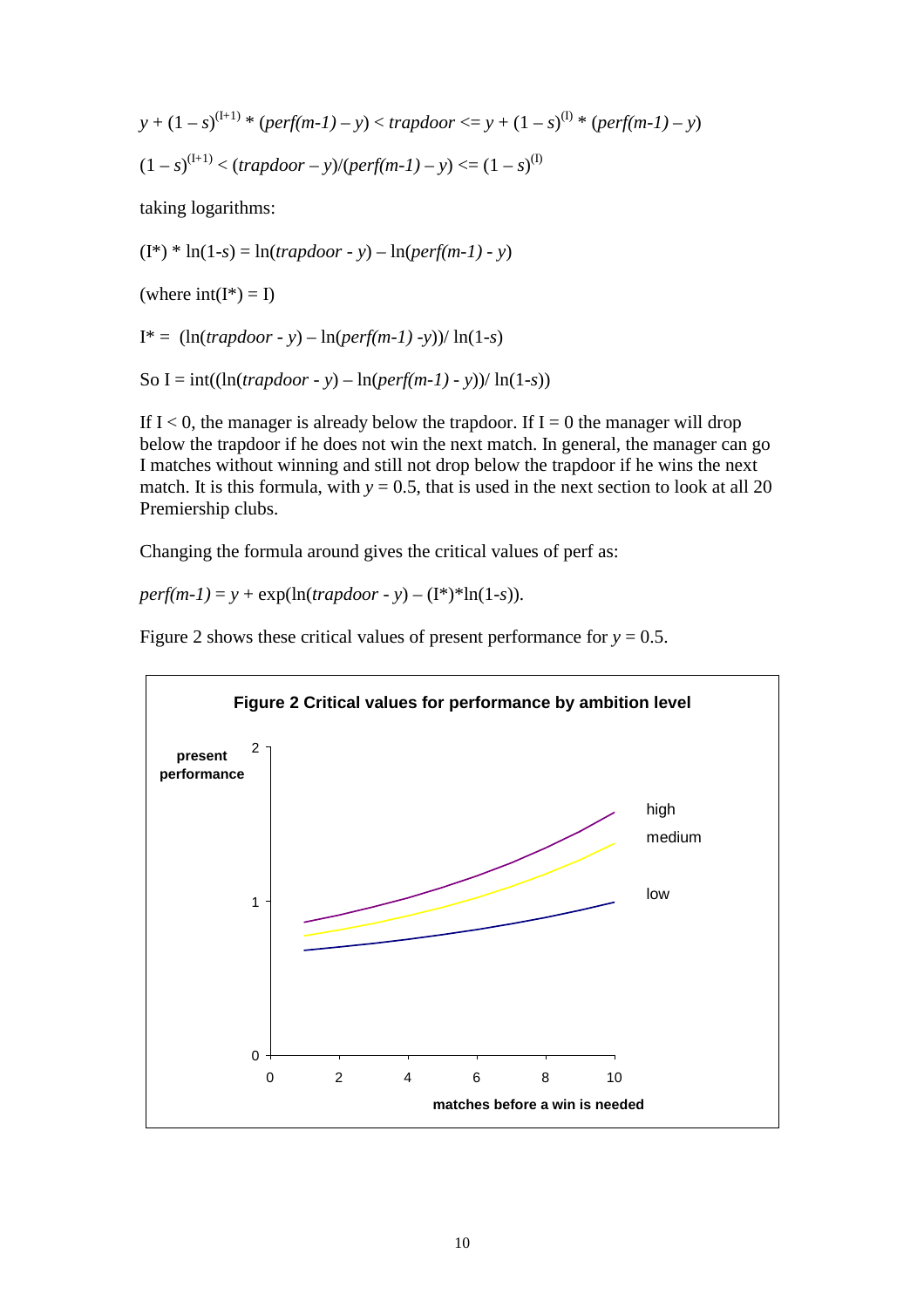$$y + (1 - s)^{(I+1)} * (perf(m\text{-}1) - y) < trapdoor <= y + (1 - s)^{(I)} * (perf(m\text{-}1) - y)$$

$$(1 - s)^{(I+1)} < (trapdoor - y)/(perf(m\text{-}1) - y) <= (1 - s)^{(I)}$$

taking logarithms:

$$(I^*) * \ln(1\text{-}s) = \ln(trapdoor - y) - \ln(perf(m\text{-}1) - y)$$

(where $int(I^*) = I$)

$$I^* = (\ln(trapdoor - y) - \ln(perf(m\text{-}1) - y))/ \ln(1\text{-}s)$$

$$\text{So } I = int((\ln(trapdoor - y) - \ln(perf(m\text{-}1) - y))/ \ln(1\text{-}s))$$

If $I < 0$, the manager is already below the trapdoor. If $I = 0$ the manager will drop below the trapdoor if he does not win the next match. In general, the manager can go I matches without winning and still not drop below the trapdoor if he wins the next match. It is this formula, with $y = 0.5$, that is used in the next section to look at all 20 Premiership clubs.

Changing the formula around gives the critical values of perf as:

$$perf(m\text{-}1) = y + \exp(\ln(trapdoor - y) - (I^*)*\ln(1\text{-}s)).$$

Figure 2 shows these critical values of present performance for $y = 0.5$.

**Figure 2 Critical values for performance by ambition level**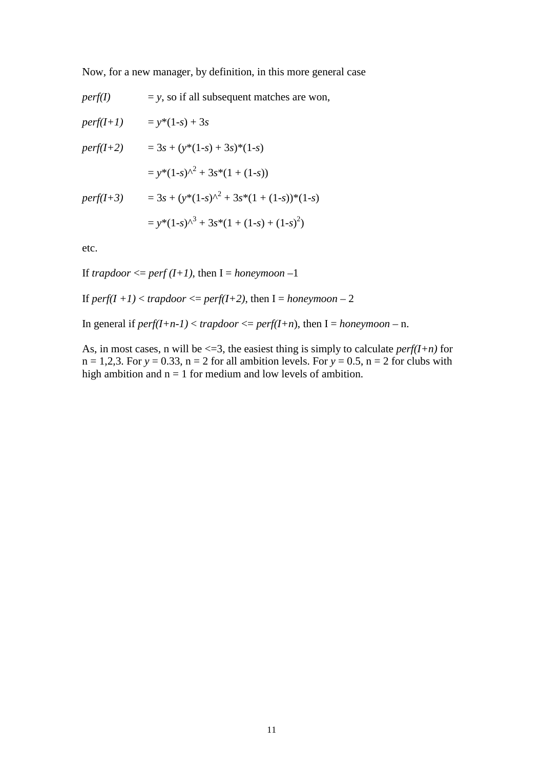Now, for a new manager, by definition, in this more general case

$perf(I) = y$, so if all subsequent matches are won,

$perf(I+1) = y*(1-s) + 3s$

$perf(I+2) = 3s + (y*(1-s) + 3s)*(1-s)$

$= y*(1-s)^2 + 3s*(1 + (1-s))$

$perf(I+3) = 3s + (y*(1-s)^2 + 3s*(1 + (1-s))*(1-s)$

$= y*(1-s)^3 + 3s*(1 + (1-s) + (1-s)^2)$

etc.

If *trapdoor* <= *perf (I+1)*, then I = *honeymoon* –1

If *perf(I +1)* < *trapdoor* <= *perf(I+2)*, then I = *honeymoon* – 2

In general if *perf(I+n-1)* < *trapdoor* <= *perf(I+n)*, then I = *honeymoon* – n.

As, in most cases, n will be <=3, the easiest thing is simply to calculate *perf(I+n)* for n = 1,2,3. For $y = 0.33$, n = 2 for all ambition levels. For $y = 0.5$, n = 2 for clubs with high ambition and n = 1 for medium and low levels of ambition.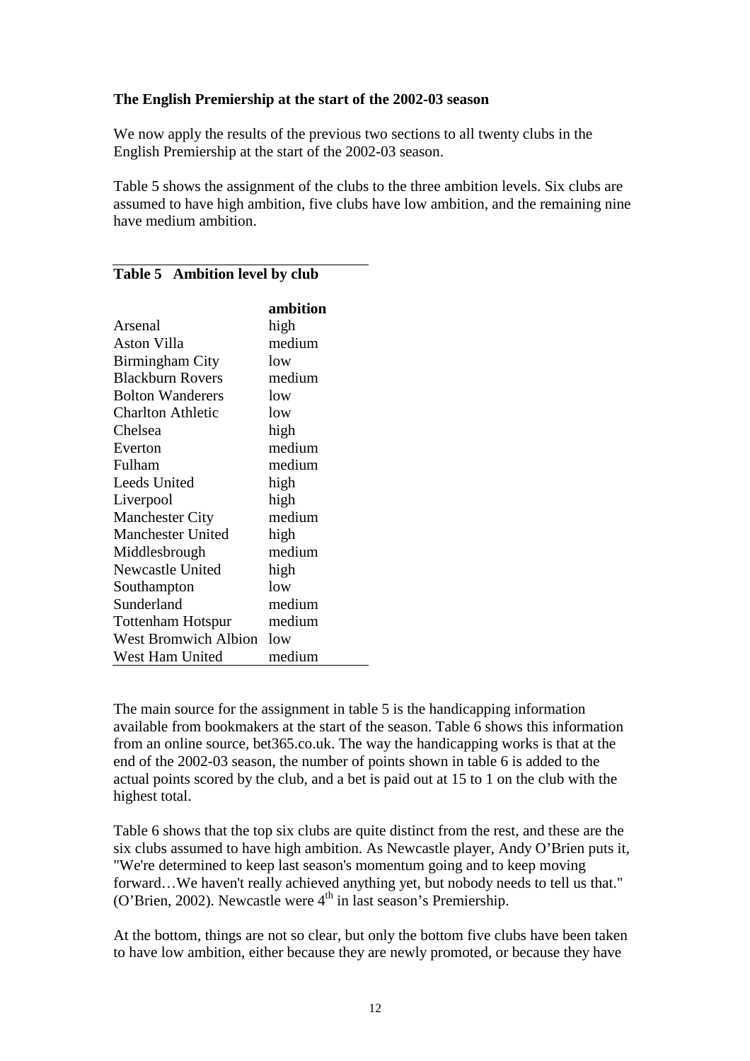**The English Premiership at the start of the 2002-03 season**

We now apply the results of the previous two sections to all twenty clubs in the English Premiership at the start of the 2002-03 season.

Table 5 shows the assignment of the clubs to the three ambition levels. Six clubs are assumed to have high ambition, five clubs have low ambition, and the remaining nine have medium ambition.

**Table 5 Ambition level by club**

| | **ambition** |
|---|---|
| Arsenal | high |
| Aston Villa | medium |
| Birmingham City | low |
| Blackburn Rovers | medium |
| Bolton Wanderers | low |
| Charlton Athletic | low |
| Chelsea | high |
| Everton | medium |
| Fulham | medium |
| Leeds United | high |
| Liverpool | high |
| Manchester City | medium |
| Manchester United | high |
| Middlesbrough | medium |
| Newcastle United | high |
| Southampton | low |
| Sunderland | medium |
| Tottenham Hotspur | medium |
| West Bromwich Albion | low |
| West Ham United | medium |

The main source for the assignment in table 5 is the handicapping information available from bookmakers at the start of the season. Table 6 shows this information from an online source, bet365.co.uk. The way the handicapping works is that at the end of the 2002-03 season, the number of points shown in table 6 is added to the actual points scored by the club, and a bet is paid out at 15 to 1 on the club with the highest total.

Table 6 shows that the top six clubs are quite distinct from the rest, and these are the six clubs assumed to have high ambition. As Newcastle player, Andy O'Brien puts it, "We're determined to keep last season's momentum going and to keep moving forward…We haven't really achieved anything yet, but nobody needs to tell us that." (O'Brien, 2002). Newcastle were 4th in last season's Premiership.

At the bottom, things are not so clear, but only the bottom five clubs have been taken to have low ambition, either because they are newly promoted, or because they have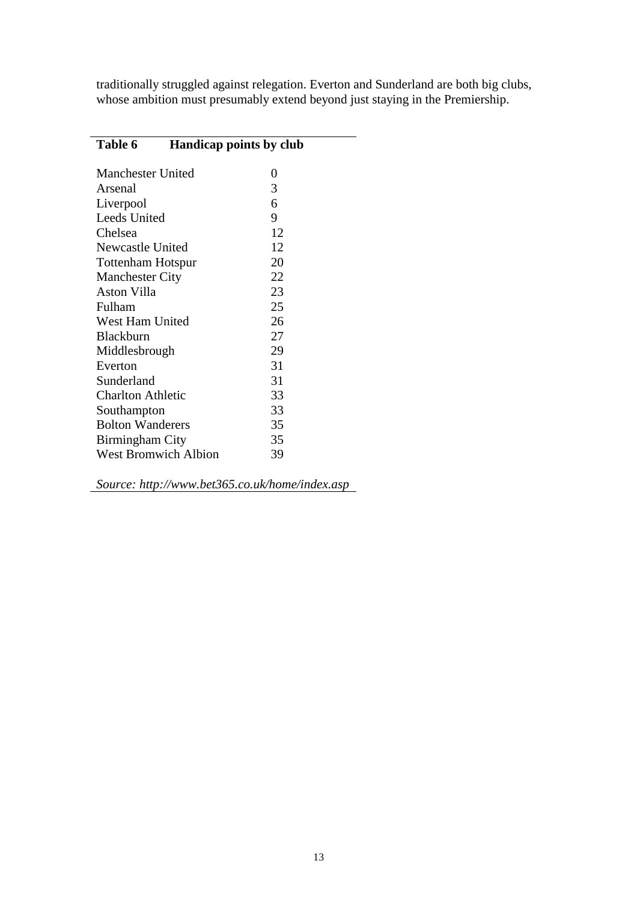traditionally struggled against relegation. Everton and Sunderland are both big clubs, whose ambition must presumably extend beyond just staying in the Premiership.

**Table 6 Handicap points by club**

| Club | Handicap points |
|---|---|
| Manchester United | 0 |
| Arsenal | 3 |
| Liverpool | 6 |
| Leeds United | 9 |
| Chelsea | 12 |
| Newcastle United | 12 |
| Tottenham Hotspur | 20 |
| Manchester City | 22 |
| Aston Villa | 23 |
| Fulham | 25 |
| West Ham United | 26 |
| Blackburn | 27 |
| Middlesbrough | 29 |
| Everton | 31 |
| Sunderland | 31 |
| Charlton Athletic | 33 |
| Southampton | 33 |
| Bolton Wanderers | 35 |
| Birmingham City | 35 |
| West Bromwich Albion | 39 |

*Source: http://www.bet365.co.uk/home/index.asp*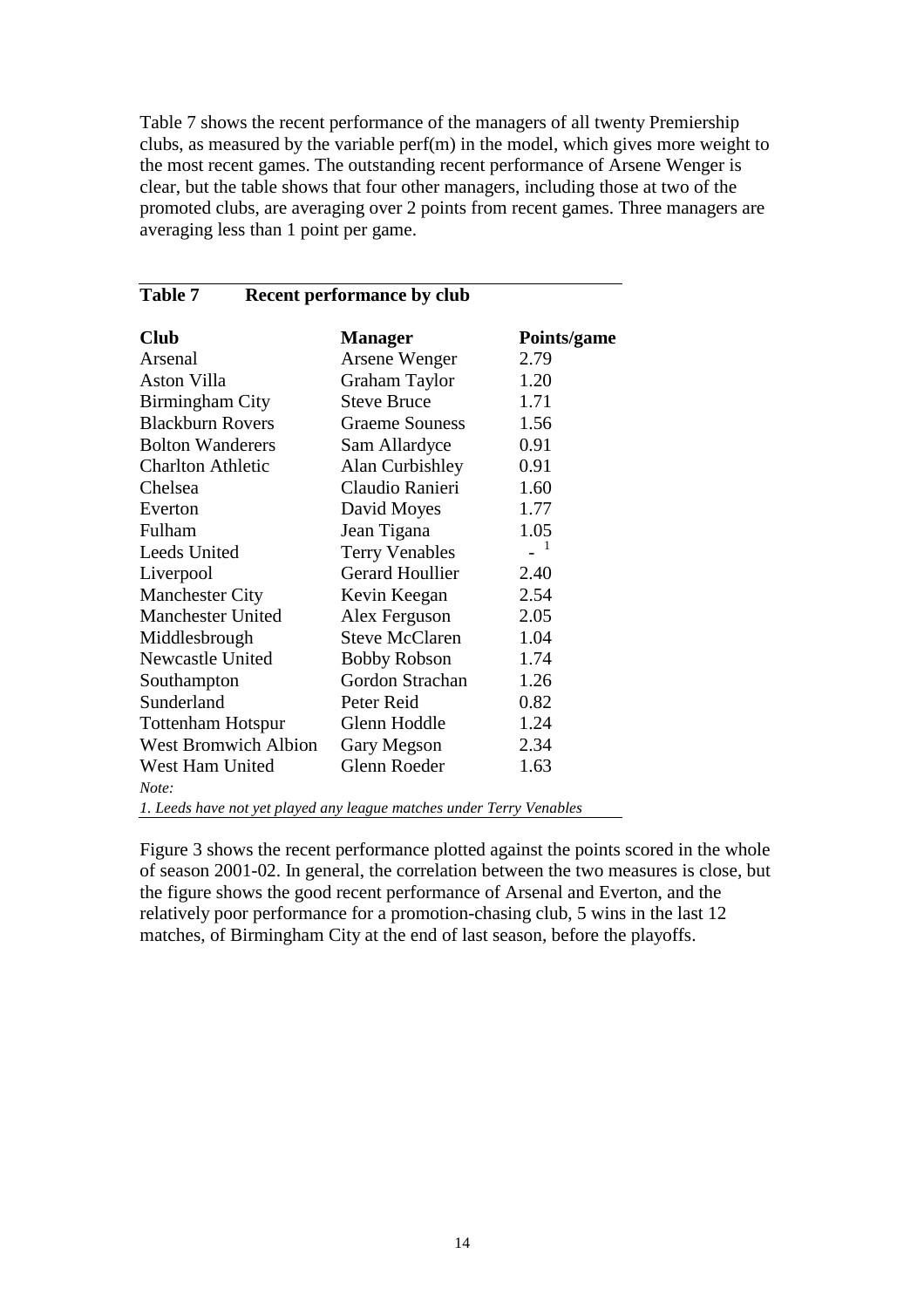Table 7 shows the recent performance of the managers of all twenty Premiership clubs, as measured by the variable perf(m) in the model, which gives more weight to the most recent games. The outstanding recent performance of Arsene Wenger is clear, but the table shows that four other managers, including those at two of the promoted clubs, are averaging over 2 points from recent games. Three managers are averaging less than 1 point per game.

**Table 7 Recent performance by club**

| **Club** | **Manager** | **Points/game** |
|---|---|---|
| Arsenal | Arsene Wenger | 2.79 |
| Aston Villa | Graham Taylor | 1.20 |
| Birmingham City | Steve Bruce | 1.71 |
| Blackburn Rovers | Graeme Souness | 1.56 |
| Bolton Wanderers | Sam Allardyce | 0.91 |
| Charlton Athletic | Alan Curbishley | 0.91 |
| Chelsea | Claudio Ranieri | 1.60 |
| Everton | David Moyes | 1.77 |
| Fulham | Jean Tigana | 1.05 |
| Leeds United | Terry Venables | - [1] |
| Liverpool | Gerard Houllier | 2.40 |
| Manchester City | Kevin Keegan | 2.54 |
| Manchester United | Alex Ferguson | 2.05 |
| Middlesbrough | Steve McClaren | 1.04 |
| Newcastle United | Bobby Robson | 1.74 |
| Southampton | Gordon Strachan | 1.26 |
| Sunderland | Peter Reid | 0.82 |
| Tottenham Hotspur | Glenn Hoddle | 1.24 |
| West Bromwich Albion | Gary Megson | 2.34 |
| West Ham United | Glenn Roeder | 1.63 |

*Note:*

*1. Leeds have not yet played any league matches under Terry Venables*

Figure 3 shows the recent performance plotted against the points scored in the whole of season 2001-02. In general, the correlation between the two measures is close, but the figure shows the good recent performance of Arsenal and Everton, and the relatively poor performance for a promotion-chasing club, 5 wins in the last 12 matches, of Birmingham City at the end of last season, before the playoffs.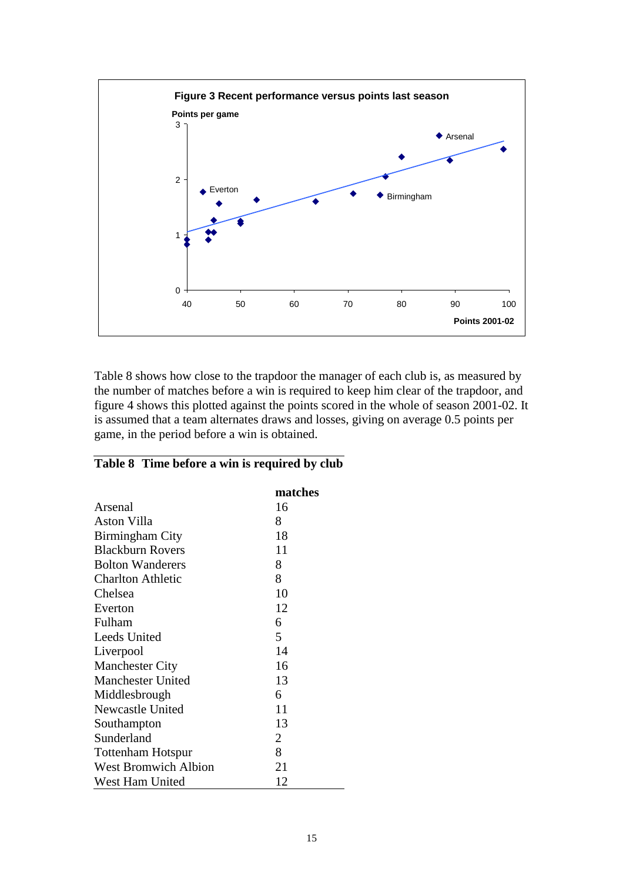**Figure 3 Recent performance versus points last season**

Table 8 shows how close to the trapdoor the manager of each club is, as measured by the number of matches before a win is required to keep him clear of the trapdoor, and figure 4 shows this plotted against the points scored in the whole of season 2001-02. It is assumed that a team alternates draws and losses, giving on average 0.5 points per game, in the period before a win is obtained.

**Table 8 Time before a win is required by club**

| | matches |
|---|---|
| Arsenal | 16 |
| Aston Villa | 8 |
| Birmingham City | 18 |
| Blackburn Rovers | 11 |
| Bolton Wanderers | 8 |
| Charlton Athletic | 8 |
| Chelsea | 10 |
| Everton | 12 |
| Fulham | 6 |
| Leeds United | 5 |
| Liverpool | 14 |
| Manchester City | 16 |
| Manchester United | 13 |
| Middlesbrough | 6 |
| Newcastle United | 11 |
| Southampton | 13 |
| Sunderland | 2 |
| Tottenham Hotspur | 8 |
| West Bromwich Albion | 21 |
| West Ham United | 12 |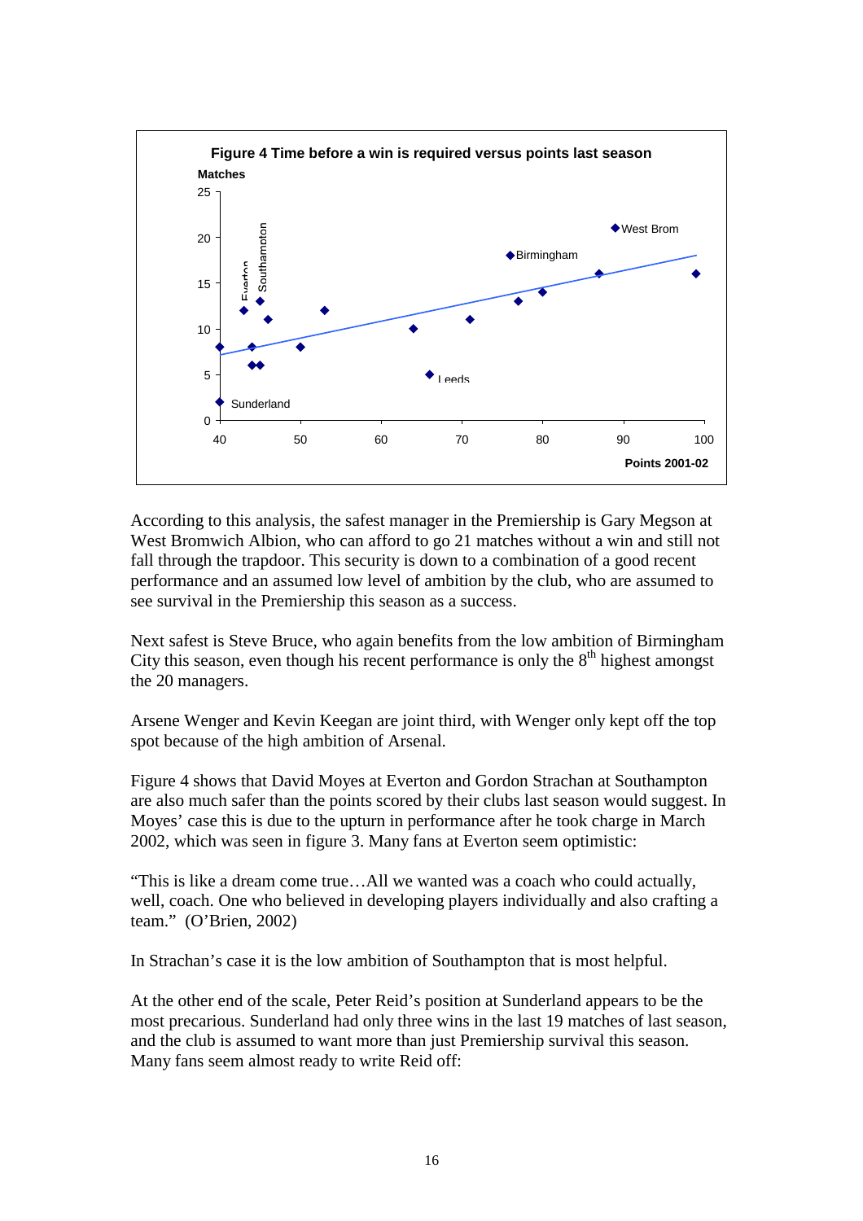**Figure 4 Time before a win is required versus points last season**

According to this analysis, the safest manager in the Premiership is Gary Megson at West Bromwich Albion, who can afford to go 21 matches without a win and still not fall through the trapdoor. This security is down to a combination of a good recent performance and an assumed low level of ambition by the club, who are assumed to see survival in the Premiership this season as a success.

Next safest is Steve Bruce, who again benefits from the low ambition of Birmingham City this season, even though his recent performance is only the 8th highest amongst the 20 managers.

Arsene Wenger and Kevin Keegan are joint third, with Wenger only kept off the top spot because of the high ambition of Arsenal.

Figure 4 shows that David Moyes at Everton and Gordon Strachan at Southampton are also much safer than the points scored by their clubs last season would suggest. In Moyes' case this is due to the upturn in performance after he took charge in March 2002, which was seen in figure 3. Many fans at Everton seem optimistic:

"This is like a dream come true…All we wanted was a coach who could actually, well, coach. One who believed in developing players individually and also crafting a team." (O'Brien, 2002)

In Strachan's case it is the low ambition of Southampton that is most helpful.

At the other end of the scale, Peter Reid's position at Sunderland appears to be the most precarious. Sunderland had only three wins in the last 19 matches of last season, and the club is assumed to want more than just Premiership survival this season. Many fans seem almost ready to write Reid off: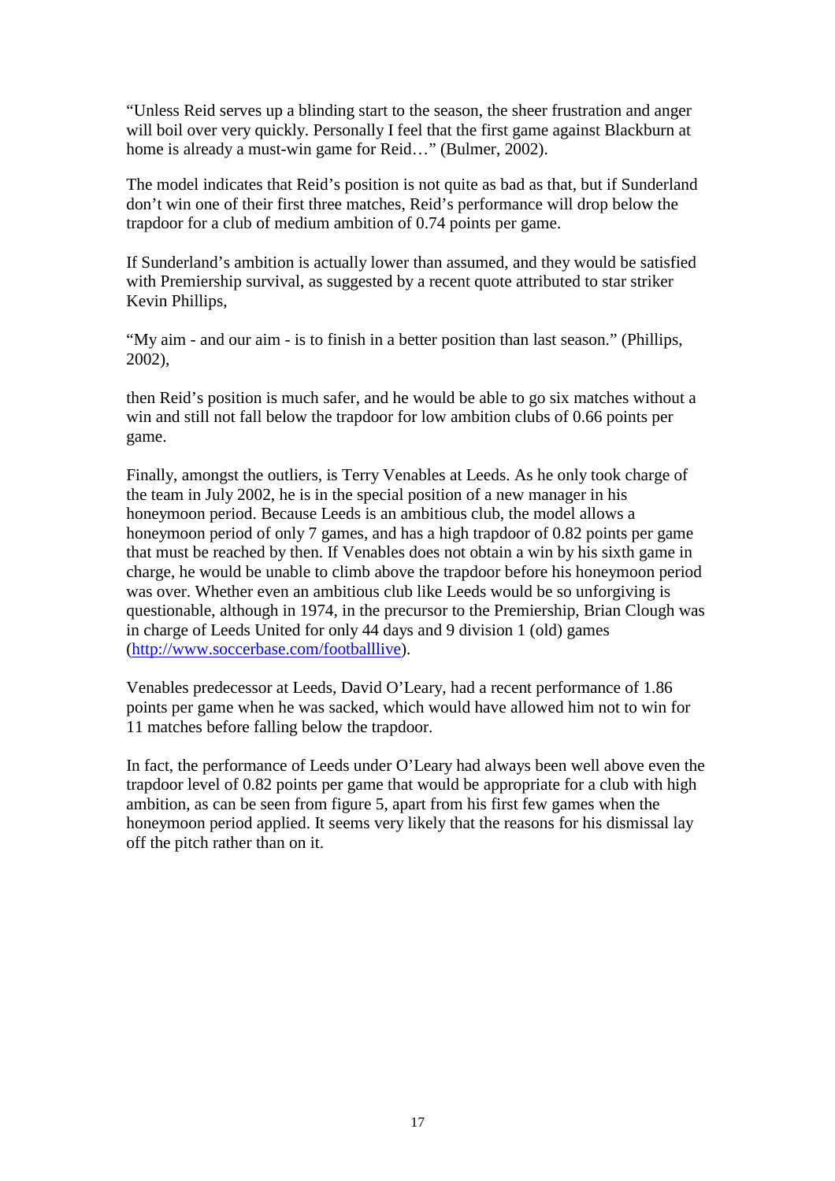"Unless Reid serves up a blinding start to the season, the sheer frustration and anger will boil over very quickly. Personally I feel that the first game against Blackburn at home is already a must-win game for Reid…" (Bulmer, 2002).

The model indicates that Reid's position is not quite as bad as that, but if Sunderland don't win one of their first three matches, Reid's performance will drop below the trapdoor for a club of medium ambition of 0.74 points per game.

If Sunderland's ambition is actually lower than assumed, and they would be satisfied with Premiership survival, as suggested by a recent quote attributed to star striker Kevin Phillips,

"My aim - and our aim - is to finish in a better position than last season." (Phillips, 2002),

then Reid's position is much safer, and he would be able to go six matches without a win and still not fall below the trapdoor for low ambition clubs of 0.66 points per game.

Finally, amongst the outliers, is Terry Venables at Leeds. As he only took charge of the team in July 2002, he is in the special position of a new manager in his honeymoon period. Because Leeds is an ambitious club, the model allows a honeymoon period of only 7 games, and has a high trapdoor of 0.82 points per game that must be reached by then. If Venables does not obtain a win by his sixth game in charge, he would be unable to climb above the trapdoor before his honeymoon period was over. Whether even an ambitious club like Leeds would be so unforgiving is questionable, although in 1974, in the precursor to the Premiership, Brian Clough was in charge of Leeds United for only 44 days and 9 division 1 (old) games (http://www.soccerbase.com/footballlive).

Venables predecessor at Leeds, David O'Leary, had a recent performance of 1.86 points per game when he was sacked, which would have allowed him not to win for 11 matches before falling below the trapdoor.

In fact, the performance of Leeds under O'Leary had always been well above even the trapdoor level of 0.82 points per game that would be appropriate for a club with high ambition, as can be seen from figure 5, apart from his first few games when the honeymoon period applied. It seems very likely that the reasons for his dismissal lay off the pitch rather than on it.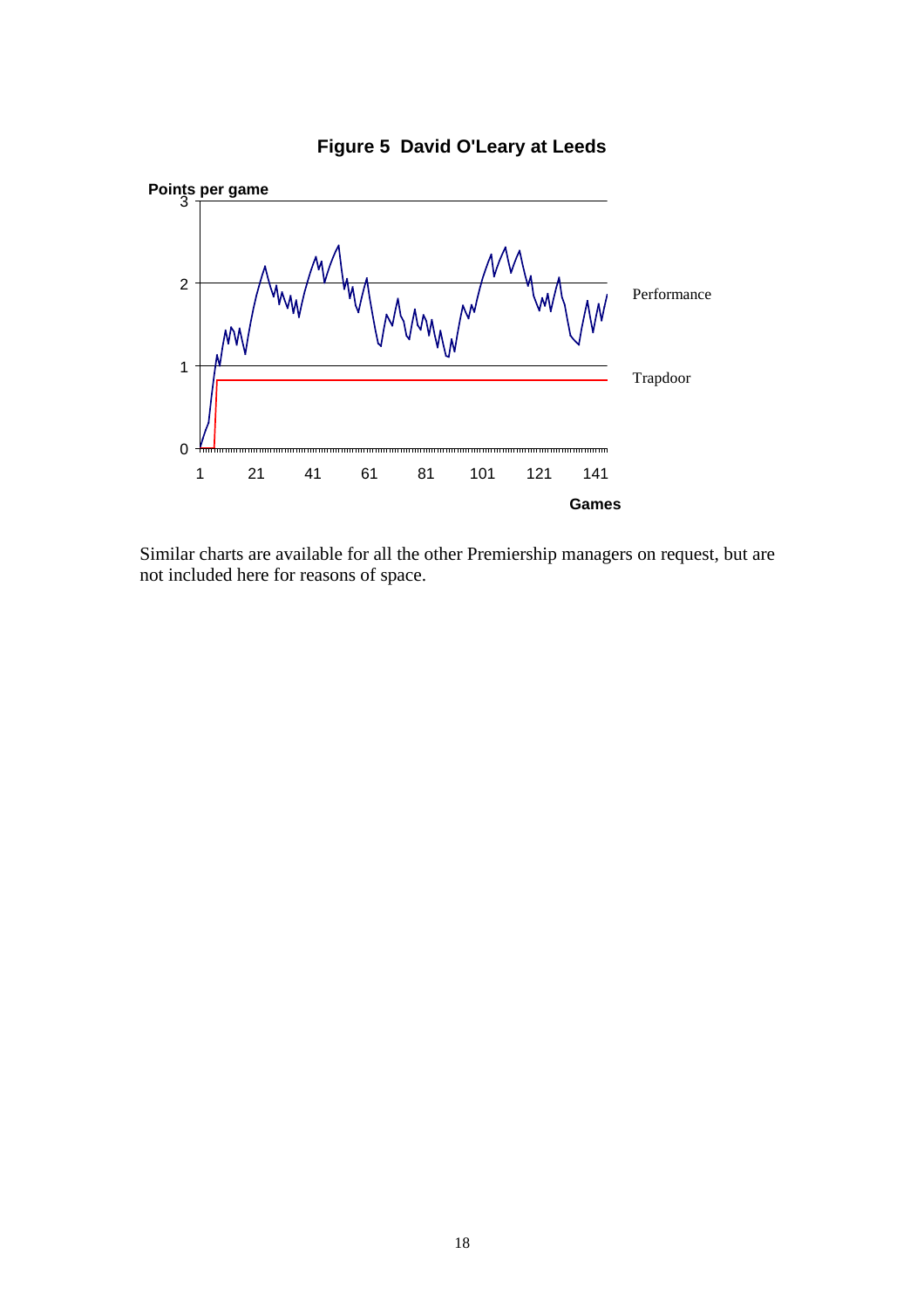**Figure 5 David O'Leary at Leeds**

Similar charts are available for all the other Premiership managers on request, but are not included here for reasons of space.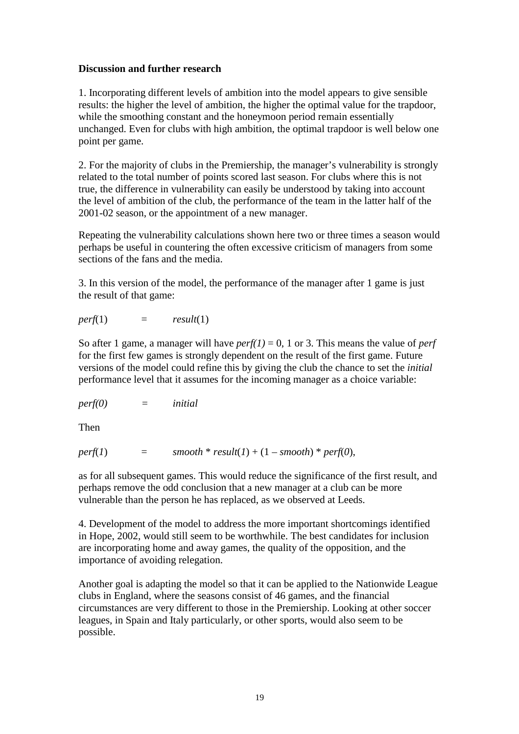**Discussion and further research**

1. Incorporating different levels of ambition into the model appears to give sensible results: the higher the level of ambition, the higher the optimal value for the trapdoor, while the smoothing constant and the honeymoon period remain essentially unchanged. Even for clubs with high ambition, the optimal trapdoor is well below one point per game.

2. For the majority of clubs in the Premiership, the manager's vulnerability is strongly related to the total number of points scored last season. For clubs where this is not true, the difference in vulnerability can easily be understood by taking into account the level of ambition of the club, the performance of the team in the latter half of the 2001-02 season, or the appointment of a new manager.

Repeating the vulnerability calculations shown here two or three times a season would perhaps be useful in countering the often excessive criticism of managers from some sections of the fans and the media.

3. In this version of the model, the performance of the manager after 1 game is just the result of that game:

$$perf(1) = result(1)$$

So after 1 game, a manager will have $perf(1) = 0$, 1 or 3. This means the value of *perf* for the first few games is strongly dependent on the result of the first game. Future versions of the model could refine this by giving the club the chance to set the *initial* performance level that it assumes for the incoming manager as a choice variable:

$$perf(0) = initial$$

Then

$$perf(1) = smooth * result(1) + (1 - smooth) * perf(0),$$

as for all subsequent games. This would reduce the significance of the first result, and perhaps remove the odd conclusion that a new manager at a club can be more vulnerable than the person he has replaced, as we observed at Leeds.

4. Development of the model to address the more important shortcomings identified in Hope, 2002, would still seem to be worthwhile. The best candidates for inclusion are incorporating home and away games, the quality of the opposition, and the importance of avoiding relegation.

Another goal is adapting the model so that it can be applied to the Nationwide League clubs in England, where the seasons consist of 46 games, and the financial circumstances are very different to those in the Premiership. Looking at other soccer leagues, in Spain and Italy particularly, or other sports, would also seem to be possible.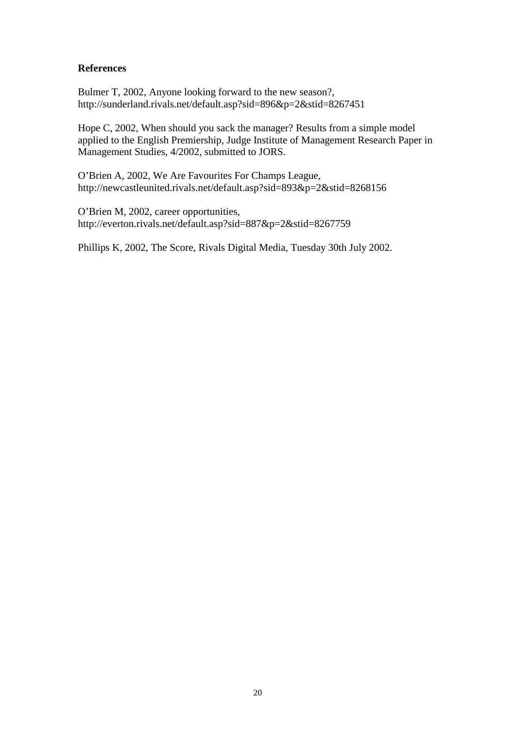**References**

Bulmer T, 2002, Anyone looking forward to the new season?, http://sunderland.rivals.net/default.asp?sid=896&p=2&stid=8267451

Hope C, 2002, When should you sack the manager? Results from a simple model applied to the English Premiership, Judge Institute of Management Research Paper in Management Studies, 4/2002, submitted to JORS.

O'Brien A, 2002, We Are Favourites For Champs League, http://newcastleunited.rivals.net/default.asp?sid=893&p=2&stid=8268156

O'Brien M, 2002, career opportunities, http://everton.rivals.net/default.asp?sid=887&p=2&stid=8267759

Phillips K, 2002, The Score, Rivals Digital Media, Tuesday 30th July 2002.